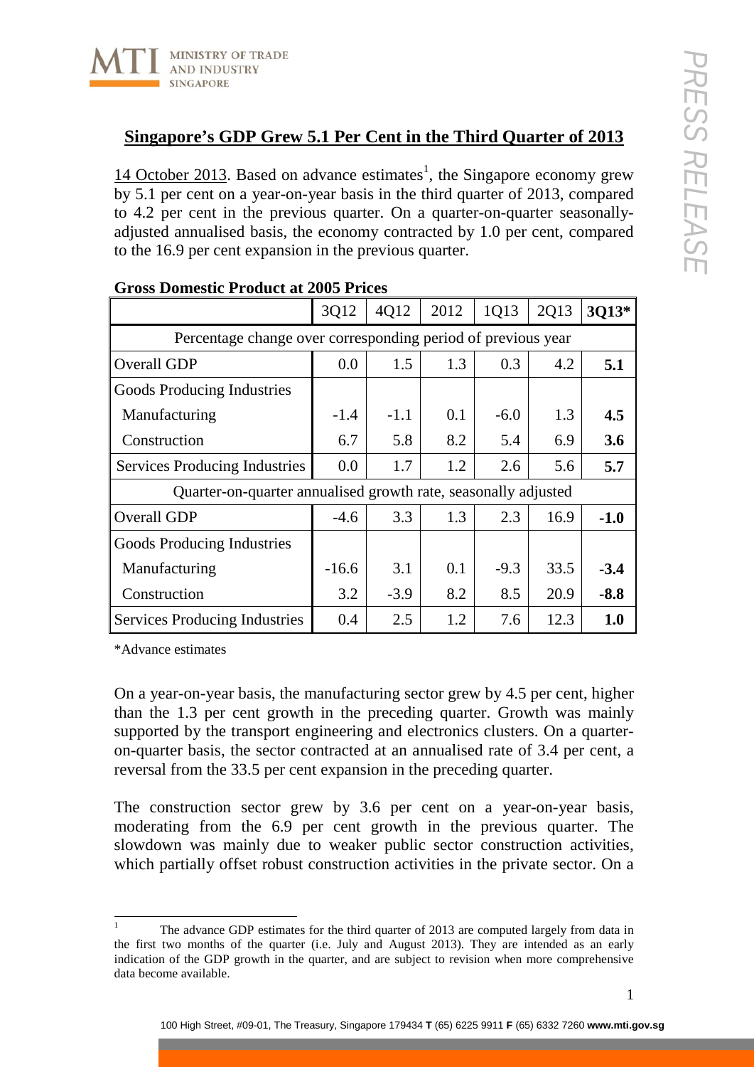MINISTRY OF TRADE AND INDUSTRY SINGAPORE

PRESS RELEASE

## Singapore's GDP Grew 5.1 Per Cent in the Third Quarter of 2013

14 October 2013. Based on advance estimates[1], the Singapore economy grew by 5.1 per cent on a year-on-year basis in the third quarter of 2013, compared to 4.2 per cent in the previous quarter. On a quarter-on-quarter seasonally-adjusted annualised basis, the economy contracted by 1.0 per cent, compared to the 16.9 per cent expansion in the previous quarter.

**Gross Domestic Product at 2005 Prices**

| | 3Q12 | 4Q12 | 2012 | 1Q13 | 2Q13 | **3Q13*** |
|---|---|---|---|---|---|---|
| Percentage change over corresponding period of previous year | | | | | | |
| Overall GDP | 0.0 | 1.5 | 1.3 | 0.3 | 4.2 | **5.1** |
| Goods Producing Industries | | | | | | |
| Manufacturing | -1.4 | -1.1 | 0.1 | -6.0 | 1.3 | **4.5** |
| Construction | 6.7 | 5.8 | 8.2 | 5.4 | 6.9 | **3.6** |
| Services Producing Industries | 0.0 | 1.7 | 1.2 | 2.6 | 5.6 | **5.7** |
| Quarter-on-quarter annualised growth rate, seasonally adjusted | | | | | | |
| Overall GDP | -4.6 | 3.3 | 1.3 | 2.3 | 16.9 | **-1.0** |
| Goods Producing Industries | | | | | | |
| Manufacturing | -16.6 | 3.1 | 0.1 | -9.3 | 33.5 | **-3.4** |
| Construction | 3.2 | -3.9 | 8.2 | 8.5 | 20.9 | **-8.8** |
| Services Producing Industries | 0.4 | 2.5 | 1.2 | 7.6 | 12.3 | **1.0** |

*Advance estimates

On a year-on-year basis, the manufacturing sector grew by 4.5 per cent, higher than the 1.3 per cent growth in the preceding quarter. Growth was mainly supported by the transport engineering and electronics clusters. On a quarter-on-quarter basis, the sector contracted at an annualised rate of 3.4 per cent, a reversal from the 33.5 per cent expansion in the preceding quarter.

The construction sector grew by 3.6 per cent on a year-on-year basis, moderating from the 6.9 per cent growth in the previous quarter. The slowdown was mainly due to weaker public sector construction activities, which partially offset robust construction activities in the private sector. On a

[1] The advance GDP estimates for the third quarter of 2013 are computed largely from data in the first two months of the quarter (i.e. July and August 2013). They are intended as an early indication of the GDP growth in the quarter, and are subject to revision when more comprehensive data become available.

100 High Street, #09-01, The Treasury, Singapore 179434 **T** (65) 6225 9911 **F** (65) 6332 7260 **www.mti.gov.sg**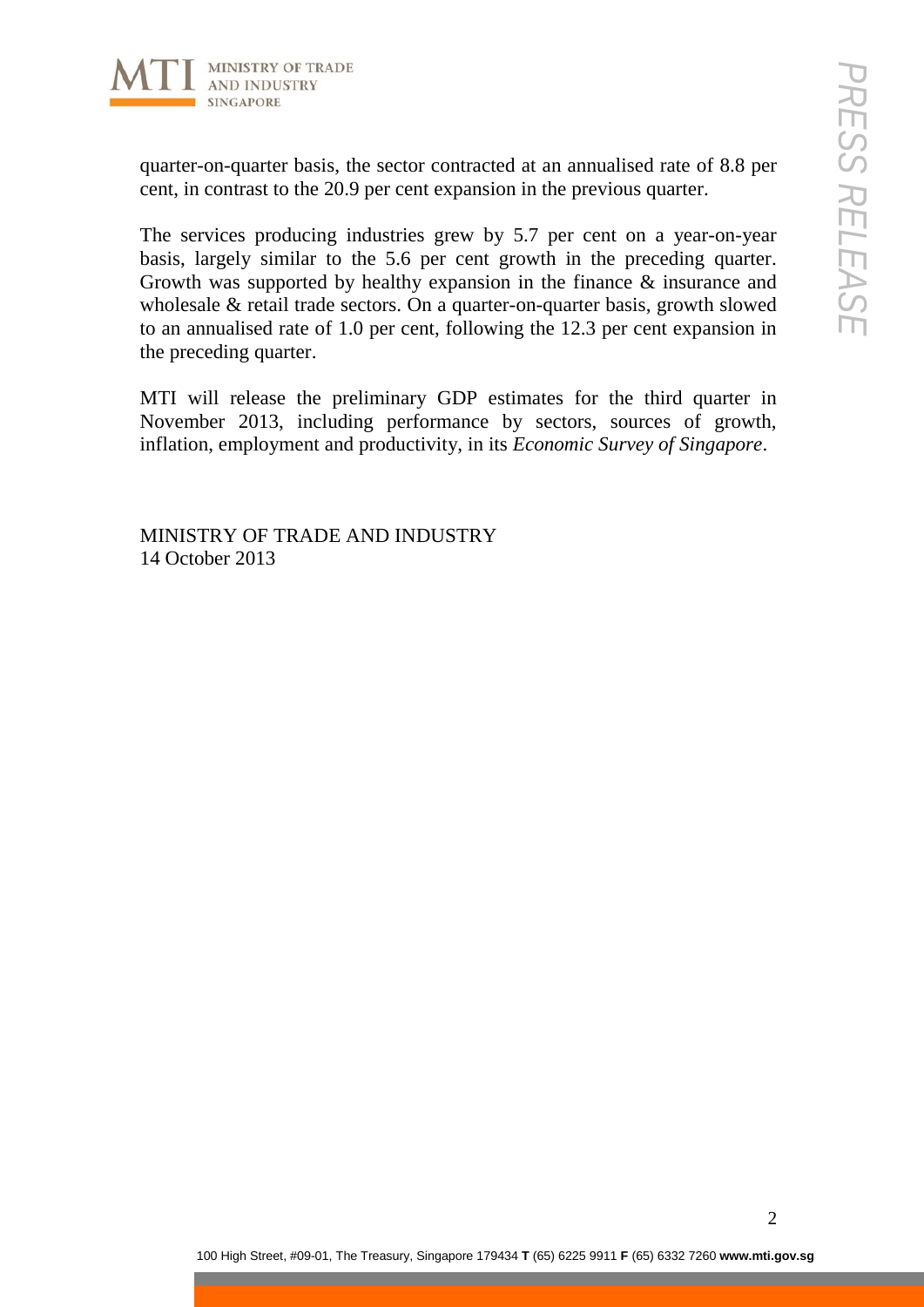quarter-on-quarter basis, the sector contracted at an annualised rate of 8.8 per cent, in contrast to the 20.9 per cent expansion in the previous quarter.

The services producing industries grew by 5.7 per cent on a year-on-year basis, largely similar to the 5.6 per cent growth in the preceding quarter. Growth was supported by healthy expansion in the finance & insurance and wholesale & retail trade sectors. On a quarter-on-quarter basis, growth slowed to an annualised rate of 1.0 per cent, following the 12.3 per cent expansion in the preceding quarter.

MTI will release the preliminary GDP estimates for the third quarter in November 2013, including performance by sectors, sources of growth, inflation, employment and productivity, in its *Economic Survey of Singapore*.

MINISTRY OF TRADE AND INDUSTRY
14 October 2013